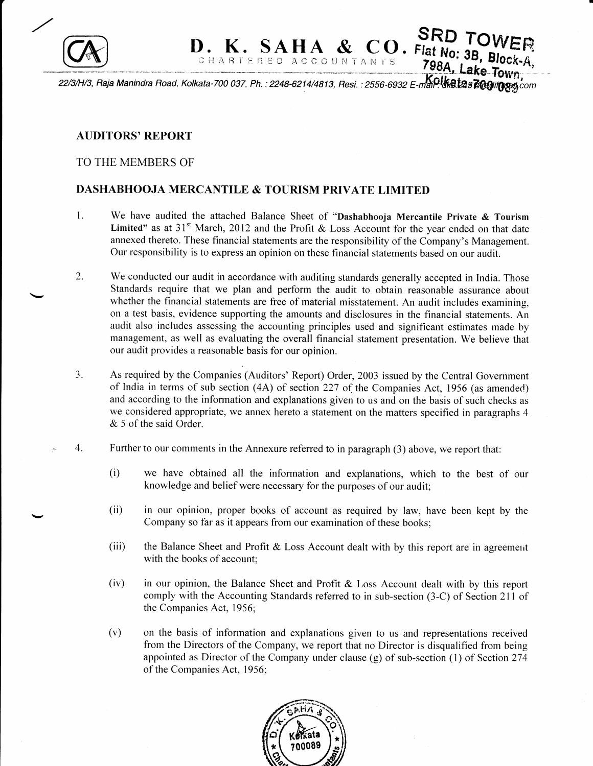# D. K. SAHA & CO.

CHARTERED ACCOUNTANTS

22/3/H/3, Raja Manindra Road, Kolkata-700 037, Ph. : 2248-6214/4813, Resi. : 2556-6932 E-mail:

SRD TOWER Flat No: 3B, Block-A, 798A, Lake Town, Kolkata-700 089

## AUDITORS' REPORT

TO THE MEMBERS OF

## DASHABHOOJA MERCANTILE & TOURISM PRIVATE LIMITED

1. We have audited the attached Balance Sheet of "**Dashabhooja Mercantile Private & Tourism Limited**" as at 31st March, 2012 and the Profit & Loss Account for the year ended on that date annexed thereto. These financial statements are the responsibility of the Company's Management. Our responsibility is to express an opinion on these financial statements based on our audit.

2. We conducted our audit in accordance with auditing standards generally accepted in India. Those Standards require that we plan and perform the audit to obtain reasonable assurance about whether the financial statements are free of material misstatement. An audit includes examining, on a test basis, evidence supporting the amounts and disclosures in the financial statements. An audit also includes assessing the accounting principles used and significant estimates made by management, as well as evaluating the overall financial statement presentation. We believe that our audit provides a reasonable basis for our opinion.

3. As required by the Companies (Auditors' Report) Order, 2003 issued by the Central Government of India in terms of sub section (4A) of section 227 of the Companies Act, 1956 (as amended) and according to the information and explanations given to us and on the basis of such checks as we considered appropriate, we annex hereto a statement on the matters specified in paragraphs 4 & 5 of the said Order.

4. Further to our comments in the Annexure referred to in paragraph (3) above, we report that:

   (i) we have obtained all the information and explanations, which to the best of our knowledge and belief were necessary for the purposes of our audit;

   (ii) in our opinion, proper books of account as required by law, have been kept by the Company so far as it appears from our examination of these books;

   (iii) the Balance Sheet and Profit & Loss Account dealt with by this report are in agreement with the books of account;

   (iv) in our opinion, the Balance Sheet and Profit & Loss Account dealt with by this report comply with the Accounting Standards referred to in sub-section (3-C) of Section 211 of the Companies Act, 1956;

   (v) on the basis of information and explanations given to us and representations received from the Directors of the Company, we report that no Director is disqualified from being appointed as Director of the Company under clause (g) of sub-section (1) of Section 274 of the Companies Act, 1956;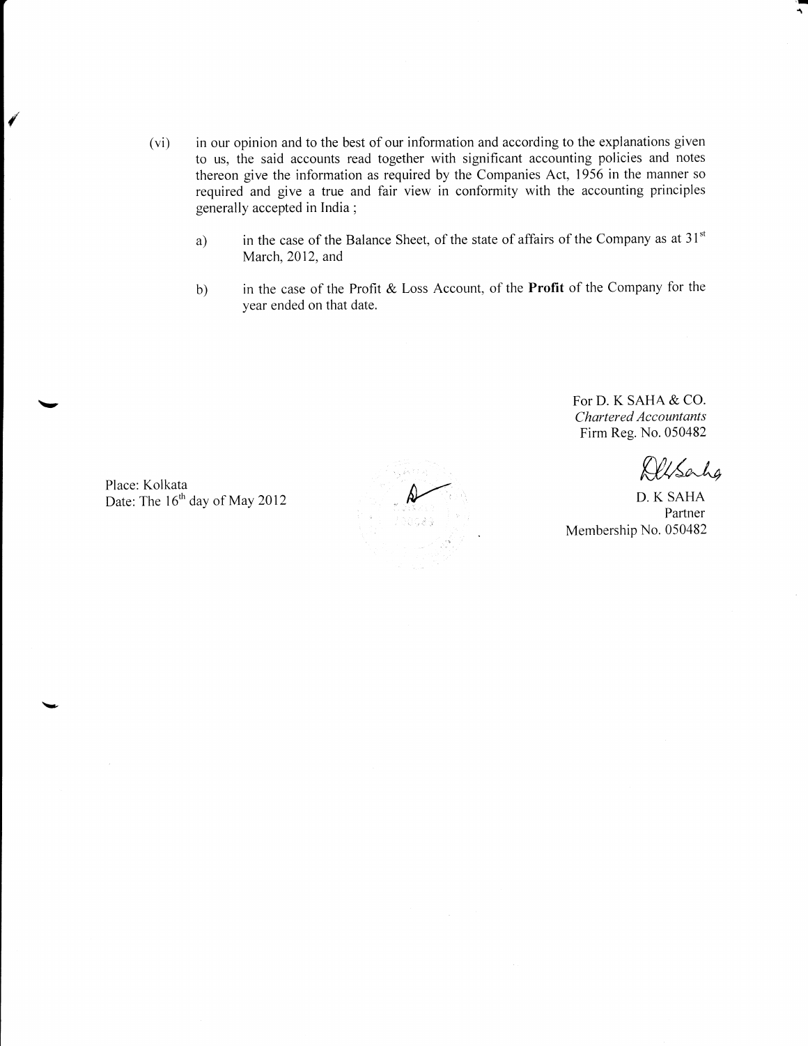(vi) in our opinion and to the best of our information and according to the explanations given to us, the said accounts read together with significant accounting policies and notes thereon give the information as required by the Companies Act, 1956 in the manner so required and give a true and fair view in conformity with the accounting principles generally accepted in India ;

   a) in the case of the Balance Sheet, of the state of affairs of the Company as at 31st March, 2012, and

   b) in the case of the Profit & Loss Account, of the **Profit** of the Company for the year ended on that date.

For D. K SAHA & CO.
*Chartered Accountants*
Firm Reg. No. 050482

D. K SAHA
Partner
Membership No. 050482

Place: Kolkata
Date: The 16th day of May 2012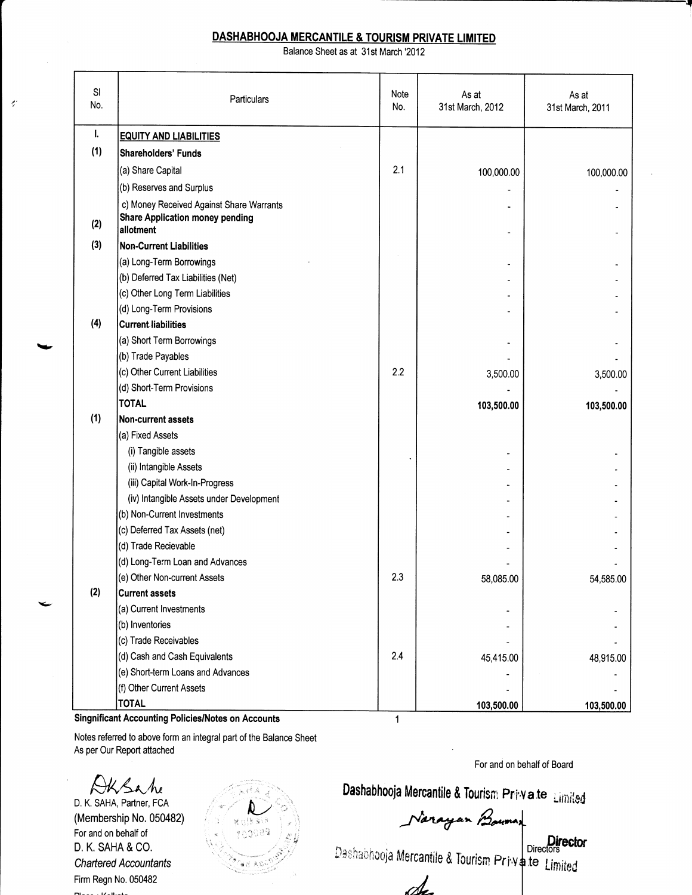# DASHABHOOJA MERCANTILE & TOURISM PRIVATE LIMITED

Balance Sheet as at 31st March '2012

| Sl No. | Particulars | Note No. | As at 31st March, 2012 | As at 31st March, 2011 |
|---|---|---|---|---|
| I. | **EQUITY AND LIABILITIES** | | | |
| (1) | **Shareholders' Funds** | | | |
| | (a) Share Capital | 2.1 | 100,000.00 | 100,000.00 |
| | (b) Reserves and Surplus | | - | - |
| | c) Money Received Against Share Warrants | | - | - |
| (2) | **Share Application money pending allotment** | | - | - |
| (3) | **Non-Current Liabilities** | | | |
| | (a) Long-Term Borrowings | | - | - |
| | (b) Deferred Tax Liabilities (Net) | | - | - |
| | (c) Other Long Term Liabilities | | - | - |
| | (d) Long-Term Provisions | | - | - |
| (4) | **Current liabilities** | | | |
| | (a) Short Term Borrowings | | - | - |
| | (b) Trade Payables | | - | - |
| | (c) Other Current Liabilities | 2.2 | 3,500.00 | 3,500.00 |
| | (d) Short-Term Provisions | | - | - |
| | **TOTAL** | | **103,500.00** | **103,500.00** |
| (1) | **Non-current assets** | | | |
| | (a) Fixed Assets | | | |
| | (i) Tangible assets | | - | - |
| | (ii) Intangible Assets | | - | - |
| | (iii) Capital Work-In-Progress | | - | - |
| | (iv) Intangible Assets under Development | | - | - |
| | (b) Non-Current Investments | | - | - |
| | (c) Deferred Tax Assets (net) | | - | - |
| | (d) Trade Recievable | | - | - |
| | (d) Long-Term Loan and Advances | | - | - |
| | (e) Other Non-current Assets | 2.3 | 58,085.00 | 54,585.00 |
| (2) | **Current assets** | | | |
| | (a) Current Investments | | - | - |
| | (b) Inventories | | - | - |
| | (c) Trade Receivables | | - | - |
| | (d) Cash and Cash Equivalents | 2.4 | 45,415.00 | 48,915.00 |
| | (e) Short-term Loans and Advances | | - | - |
| | (f) Other Current Assets | | - | - |
| | **TOTAL** | | **103,500.00** | **103,500.00** |

**Singnificant Accounting Policies/Notes on Accounts** 1

Notes referred to above form an integral part of the Balance Sheet
As per Our Report attached

For and on behalf of Board

D. K. SAHA, Partner, FCA
(Membership No. 050482)
For and on behalf of
D. K. SAHA & CO.
*Chartered Accountants*
Firm Regn No. 050482
Place : Kolkata

Dashabhooja Mercantile & Tourism Private Limited
Narayan Barman
Director

Dashabhooja Mercantile & Tourism Private Limited
Directors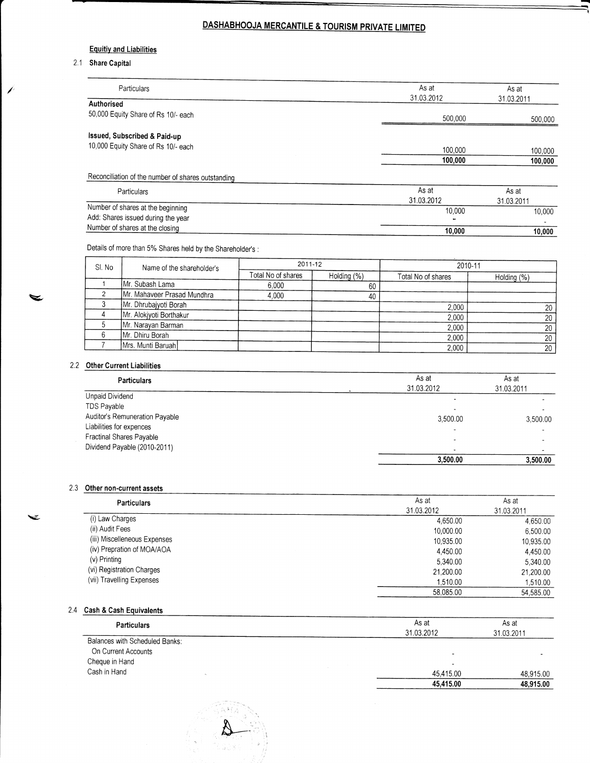## DASHABHOOJA MERCANTILE & TOURISM PRIVATE LIMITED

### Equitiy and Liabilities

#### 2.1 Share Capital

| Particulars | As at 31.03.2012 | As at 31.03.2011 |
|---|---|---|
| **Authorised** | | |
| 50,000 Equity Share of Rs 10/- each | 500,000 | 500,000 |
| **Issued, Subscribed & Paid-up** | | |
| 10,000 Equity Share of Rs 10/- each | 100,000 | 100,000 |
| | **100,000** | **100,000** |

Reconciliation of the number of shares outstanding

| Particulars | As at 31.03.2012 | As at 31.03.2011 |
|---|---|---|
| Number of shares at the beginning | 10,000 | 10,000 |
| Add: Shares issued during the year | - | - |
| Number of shares at the closing | **10,000** | **10,000** |

Details of more than 5% Shares held by the Shareholder's :

| Sl. No | Name of the shareholder's | 2011-12 | | 2010-11 | |
|---|---|---|---|---|---|
| | | Total No of shares | Holding (%) | Total No of shares | Holding (%) |
| 1 | Mr. Subash Lama | 6,000 | 60 | | |
| 2 | Mr. Mahaveer Prasad Mundhra | 4,000 | 40 | | |
| 3 | Mr. Dhrubajyoti Borah | | | 2,000 | 20 |
| 4 | Mr. Alokjyoti Borthakur | | | 2,000 | 20 |
| 5 | Mr. Narayan Barman | | | 2,000 | 20 |
| 6 | Mr. Dhiru Borah | | | 2,000 | 20 |
| 7 | Mrs. Munti Baruah | | | 2,000 | 20 |

#### 2.2 Other Current Liabilities

| **Particulars** | As at 31.03.2012 | As at 31.03.2011 |
|---|---|---|
| Unpaid Dividend | - | - |
| TDS Payable | - | - |
| Auditor's Remuneration Payable | 3,500.00 | 3,500.00 |
| Liabilities for expences | - | - |
| Fractinal Shares Payable | - | - |
| Dividend Payable (2010-2011) | - | - |
| | **3,500.00** | **3,500.00** |

#### 2.3 Other non-current assets

| **Particulars** | As at 31.03.2012 | As at 31.03.2011 |
|---|---|---|
| (i) Law Charges | 4,650.00 | 4,650.00 |
| (ii) Audit Fees | 10,000.00 | 6,500.00 |
| (iii) Miscelleneous Expenses | 10,935.00 | 10,935.00 |
| (iv) Prepration of MOA/AOA | 4,450.00 | 4,450.00 |
| (v) Printing | 5,340.00 | 5,340.00 |
| (vi) Registration Charges | 21,200.00 | 21,200.00 |
| (vii) Travelling Expenses | 1,510.00 | 1,510.00 |
| | 58,085.00 | 54,585.00 |

#### 2.4 Cash & Cash Equivalents

| **Particulars** | As at 31.03.2012 | As at 31.03.2011 |
|---|---|---|
| Balances with Scheduled Banks: | | |
| On Current Accounts | - | - |
| Cheque in Hand | - | |
| Cash in Hand | 45,415.00 | 48,915.00 |
| | **45,415.00** | **48,915.00** |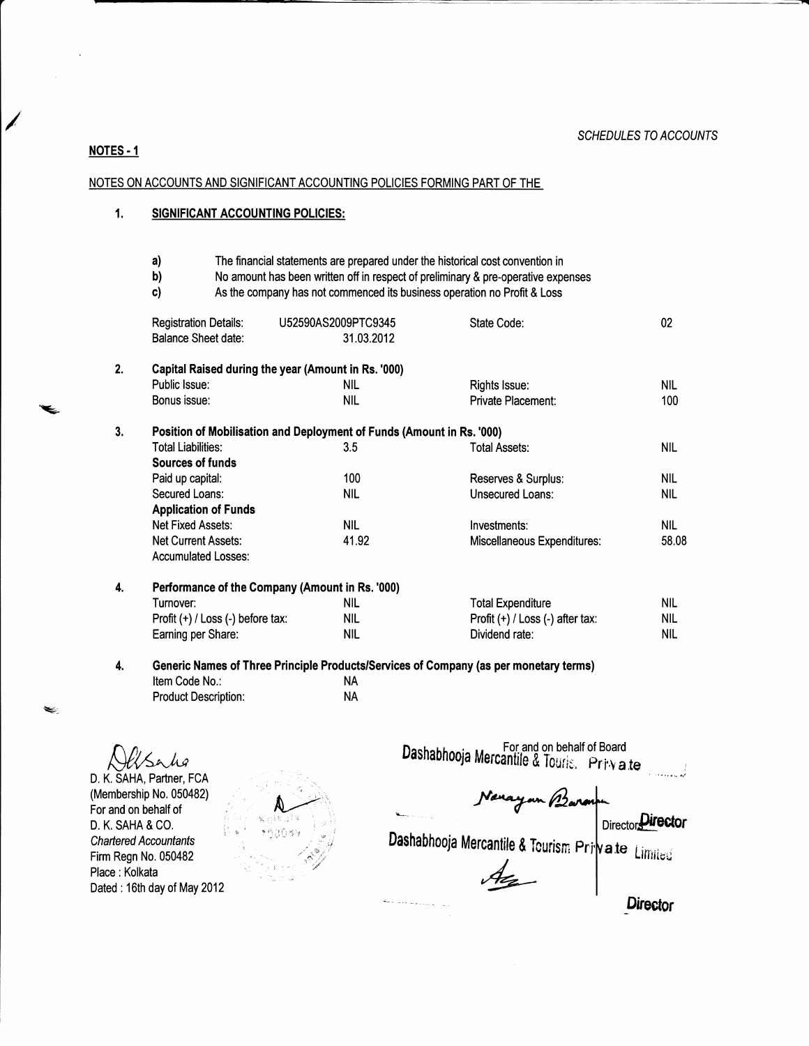*SCHEDULES TO ACCOUNTS*

**NOTES - 1**

NOTES ON ACCOUNTS AND SIGNIFICANT ACCOUNTING POLICIES FORMING PART OF THE

1. **SIGNIFICANT ACCOUNTING POLICIES:**

   a) The financial statements are prepared under the historical cost convention in
   b) No amount has been written off in respect of preliminary & pre-operative expenses
   c) As the company has not commenced its business operation no Profit & Loss

| | | | |
|---|---|---|---|
| Registration Details: | U52590AS2009PTC9345 | State Code: | 02 |
| Balance Sheet date: | 31.03.2012 | | |

2. **Capital Raised during the year (Amount in Rs. '000)**

| | | | |
|---|---|---|---|
| Public Issue: | NIL | Rights Issue: | NIL |
| Bonus issue: | NIL | Private Placement: | 100 |

3. **Position of Mobilisation and Deployment of Funds (Amount in Rs. '000)**

| | | | |
|---|---|---|---|
| Total Liabilities: | 3.5 | Total Assets: | NIL |
| **Sources of funds** | | | |
| Paid up capital: | 100 | Reserves & Surplus: | NIL |
| Secured Loans: | NIL | Unsecured Loans: | NIL |
| **Application of Funds** | | | |
| Net Fixed Assets: | NIL | Investments: | NIL |
| Net Current Assets: | 41.92 | Miscellaneous Expenditures: | 58.08 |
| Accumulated Losses: | | | |

4. **Performance of the Company (Amount in Rs. '000)**

| | | | |
|---|---|---|---|
| Turnover: | NIL | Total Expenditure | NIL |
| Profit (+) / Loss (-) before tax: | NIL | Profit (+) / Loss (-) after tax: | NIL |
| Earning per Share: | NIL | Dividend rate: | NIL |

4. **Generic Names of Three Principle Products/Services of Company (as per monetary terms)**

| | |
|---|---|
| Item Code No.: | NA |
| Product Description: | NA |

D. K. SAHA, Partner, FCA
(Membership No. 050482)
For and on behalf of
D. K. SAHA & CO.
*Chartered Accountants*
Firm Regn No. 050482
Place : Kolkata
Dated : 16th day of May 2012

For and on behalf of Board
Dashabhooja Mercantile & Tourism Private Limited

Director

Dashabhooja Mercantile & Tourism Private Limited

Director